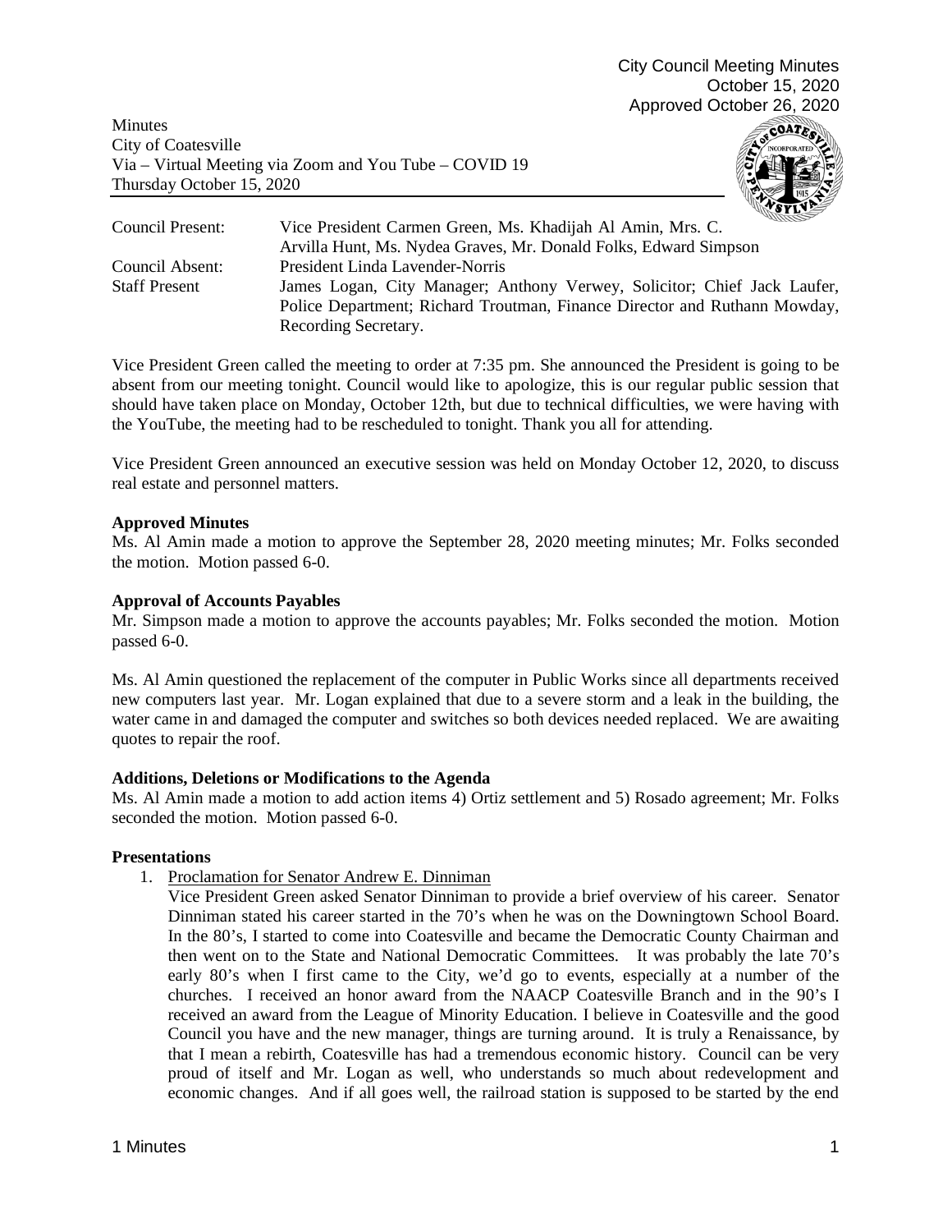City Council Meeting Minutes
October 15, 2020
Approved October 26, 2020

Minutes
City of Coatesville
Via – Virtual Meeting via Zoom and You Tube – COVID 19
Thursday October 15, 2020

| | |
|---|---|
| Council Present: | Vice President Carmen Green, Ms. Khadijah Al Amin, Mrs. C. Arvilla Hunt, Ms. Nydea Graves, Mr. Donald Folks, Edward Simpson |
| Council Absent: | President Linda Lavender-Norris |
| Staff Present | James Logan, City Manager; Anthony Verwey, Solicitor; Chief Jack Laufer, Police Department; Richard Troutman, Finance Director and Ruthann Mowday, Recording Secretary. |

Vice President Green called the meeting to order at 7:35 pm. She announced the President is going to be absent from our meeting tonight. Council would like to apologize, this is our regular public session that should have taken place on Monday, October 12th, but due to technical difficulties, we were having with the YouTube, the meeting had to be rescheduled to tonight. Thank you all for attending.

Vice President Green announced an executive session was held on Monday October 12, 2020, to discuss real estate and personnel matters.

**Approved Minutes**
Ms. Al Amin made a motion to approve the September 28, 2020 meeting minutes; Mr. Folks seconded the motion. Motion passed 6-0.

**Approval of Accounts Payables**
Mr. Simpson made a motion to approve the accounts payables; Mr. Folks seconded the motion. Motion passed 6-0.

Ms. Al Amin questioned the replacement of the computer in Public Works since all departments received new computers last year. Mr. Logan explained that due to a severe storm and a leak in the building, the water came in and damaged the computer and switches so both devices needed replaced. We are awaiting quotes to repair the roof.

**Additions, Deletions or Modifications to the Agenda**
Ms. Al Amin made a motion to add action items 4) Ortiz settlement and 5) Rosado agreement; Mr. Folks seconded the motion. Motion passed 6-0.

**Presentations**

1. Proclamation for Senator Andrew E. Dinniman
   Vice President Green asked Senator Dinniman to provide a brief overview of his career. Senator Dinniman stated his career started in the 70's when he was on the Downingtown School Board. In the 80's, I started to come into Coatesville and became the Democratic County Chairman and then went on to the State and National Democratic Committees. It was probably the late 70's early 80's when I first came to the City, we'd go to events, especially at a number of the churches. I received an honor award from the NAACP Coatesville Branch and in the 90's I received an award from the League of Minority Education. I believe in Coatesville and the good Council you have and the new manager, things are turning around. It is truly a Renaissance, by that I mean a rebirth, Coatesville has had a tremendous economic history. Council can be very proud of itself and Mr. Logan as well, who understands so much about redevelopment and economic changes. And if all goes well, the railroad station is supposed to be started by the end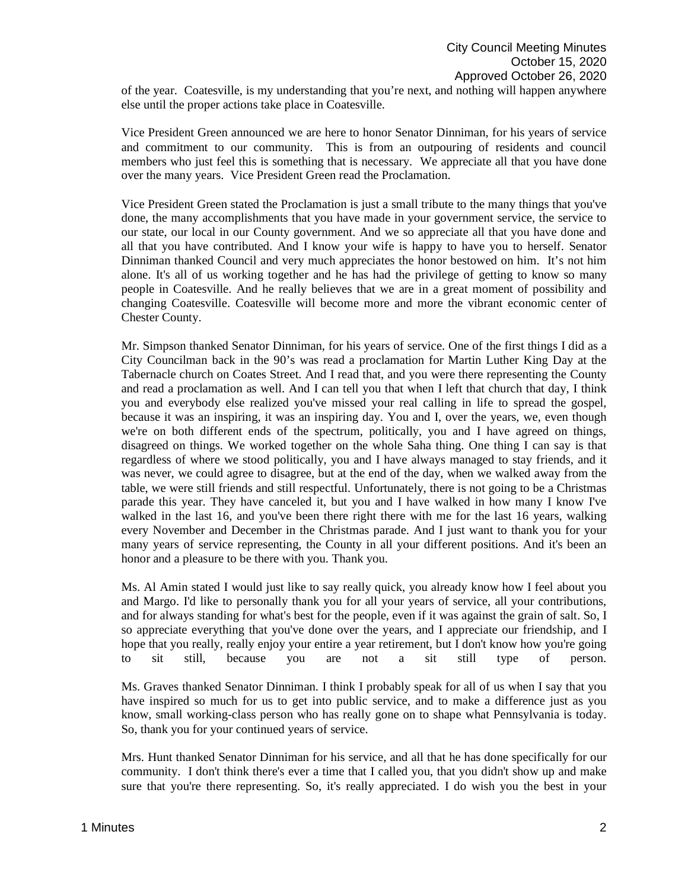of the year. Coatesville, is my understanding that you're next, and nothing will happen anywhere else until the proper actions take place in Coatesville.

Vice President Green announced we are here to honor Senator Dinniman, for his years of service and commitment to our community. This is from an outpouring of residents and council members who just feel this is something that is necessary. We appreciate all that you have done over the many years. Vice President Green read the Proclamation.

Vice President Green stated the Proclamation is just a small tribute to the many things that you've done, the many accomplishments that you have made in your government service, the service to our state, our local in our County government. And we so appreciate all that you have done and all that you have contributed. And I know your wife is happy to have you to herself. Senator Dinniman thanked Council and very much appreciates the honor bestowed on him. It's not him alone. It's all of us working together and he has had the privilege of getting to know so many people in Coatesville. And he really believes that we are in a great moment of possibility and changing Coatesville. Coatesville will become more and more the vibrant economic center of Chester County.

Mr. Simpson thanked Senator Dinniman, for his years of service. One of the first things I did as a City Councilman back in the 90's was read a proclamation for Martin Luther King Day at the Tabernacle church on Coates Street. And I read that, and you were there representing the County and read a proclamation as well. And I can tell you that when I left that church that day, I think you and everybody else realized you've missed your real calling in life to spread the gospel, because it was an inspiring, it was an inspiring day. You and I, over the years, we, even though we're on both different ends of the spectrum, politically, you and I have agreed on things, disagreed on things. We worked together on the whole Saha thing. One thing I can say is that regardless of where we stood politically, you and I have always managed to stay friends, and it was never, we could agree to disagree, but at the end of the day, when we walked away from the table, we were still friends and still respectful. Unfortunately, there is not going to be a Christmas parade this year. They have canceled it, but you and I have walked in how many I know I've walked in the last 16, and you've been there right there with me for the last 16 years, walking every November and December in the Christmas parade. And I just want to thank you for your many years of service representing, the County in all your different positions. And it's been an honor and a pleasure to be there with you. Thank you.

Ms. Al Amin stated I would just like to say really quick, you already know how I feel about you and Margo. I'd like to personally thank you for all your years of service, all your contributions, and for always standing for what's best for the people, even if it was against the grain of salt. So, I so appreciate everything that you've done over the years, and I appreciate our friendship, and I hope that you really, really enjoy your entire a year retirement, but I don't know how you're going to sit still, because you are not a sit still type of person.

Ms. Graves thanked Senator Dinniman. I think I probably speak for all of us when I say that you have inspired so much for us to get into public service, and to make a difference just as you know, small working-class person who has really gone on to shape what Pennsylvania is today. So, thank you for your continued years of service.

Mrs. Hunt thanked Senator Dinniman for his service, and all that he has done specifically for our community. I don't think there's ever a time that I called you, that you didn't show up and make sure that you're there representing. So, it's really appreciated. I do wish you the best in your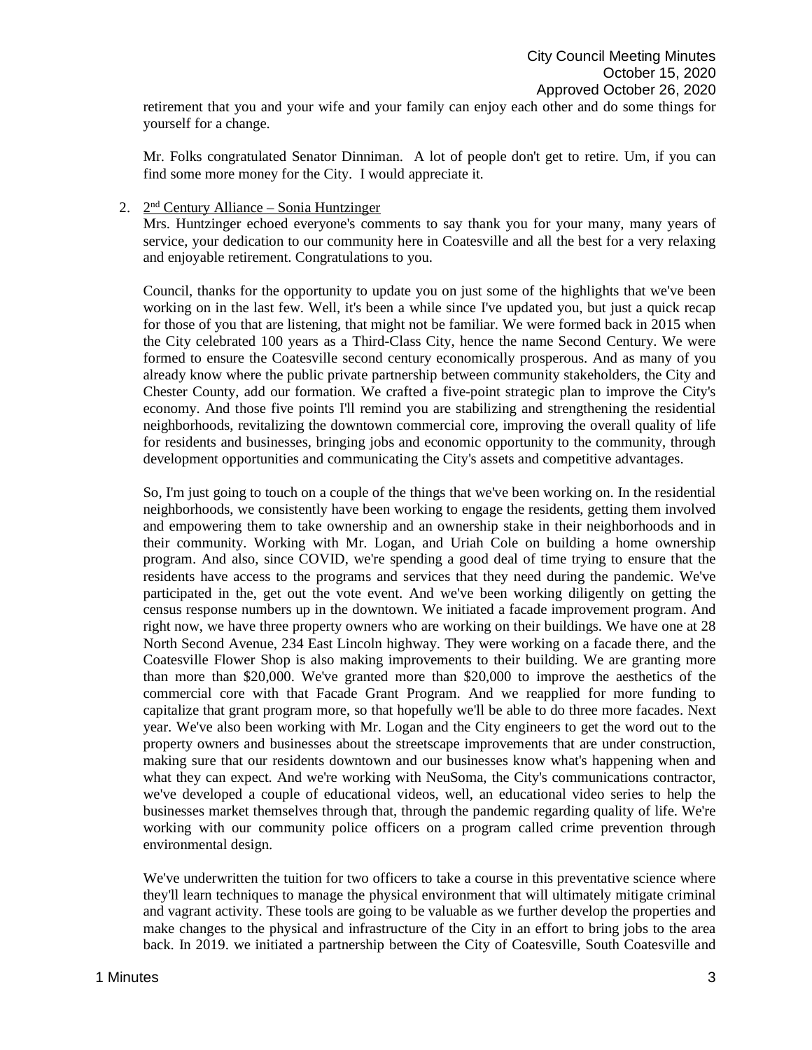retirement that you and your wife and your family can enjoy each other and do some things for yourself for a change.

Mr. Folks congratulated Senator Dinniman. A lot of people don't get to retire. Um, if you can find some more money for the City. I would appreciate it.

2. 2nd Century Alliance – Sonia Huntzinger

Mrs. Huntzinger echoed everyone's comments to say thank you for your many, many years of service, your dedication to our community here in Coatesville and all the best for a very relaxing and enjoyable retirement. Congratulations to you.

Council, thanks for the opportunity to update you on just some of the highlights that we've been working on in the last few. Well, it's been a while since I've updated you, but just a quick recap for those of you that are listening, that might not be familiar. We were formed back in 2015 when the City celebrated 100 years as a Third-Class City, hence the name Second Century. We were formed to ensure the Coatesville second century economically prosperous. And as many of you already know where the public private partnership between community stakeholders, the City and Chester County, add our formation. We crafted a five-point strategic plan to improve the City's economy. And those five points I'll remind you are stabilizing and strengthening the residential neighborhoods, revitalizing the downtown commercial core, improving the overall quality of life for residents and businesses, bringing jobs and economic opportunity to the community, through development opportunities and communicating the City's assets and competitive advantages.

So, I'm just going to touch on a couple of the things that we've been working on. In the residential neighborhoods, we consistently have been working to engage the residents, getting them involved and empowering them to take ownership and an ownership stake in their neighborhoods and in their community. Working with Mr. Logan, and Uriah Cole on building a home ownership program. And also, since COVID, we're spending a good deal of time trying to ensure that the residents have access to the programs and services that they need during the pandemic. We've participated in the, get out the vote event. And we've been working diligently on getting the census response numbers up in the downtown. We initiated a facade improvement program. And right now, we have three property owners who are working on their buildings. We have one at 28 North Second Avenue, 234 East Lincoln highway. They were working on a facade there, and the Coatesville Flower Shop is also making improvements to their building. We are granting more than more than $20,000. We've granted more than $20,000 to improve the aesthetics of the commercial core with that Facade Grant Program. And we reapplied for more funding to capitalize that grant program more, so that hopefully we'll be able to do three more facades. Next year. We've also been working with Mr. Logan and the City engineers to get the word out to the property owners and businesses about the streetscape improvements that are under construction, making sure that our residents downtown and our businesses know what's happening when and what they can expect. And we're working with NeuSoma, the City's communications contractor, we've developed a couple of educational videos, well, an educational video series to help the businesses market themselves through that, through the pandemic regarding quality of life. We're working with our community police officers on a program called crime prevention through environmental design.

We've underwritten the tuition for two officers to take a course in this preventative science where they'll learn techniques to manage the physical environment that will ultimately mitigate criminal and vagrant activity. These tools are going to be valuable as we further develop the properties and make changes to the physical and infrastructure of the City in an effort to bring jobs to the area back. In 2019. we initiated a partnership between the City of Coatesville, South Coatesville and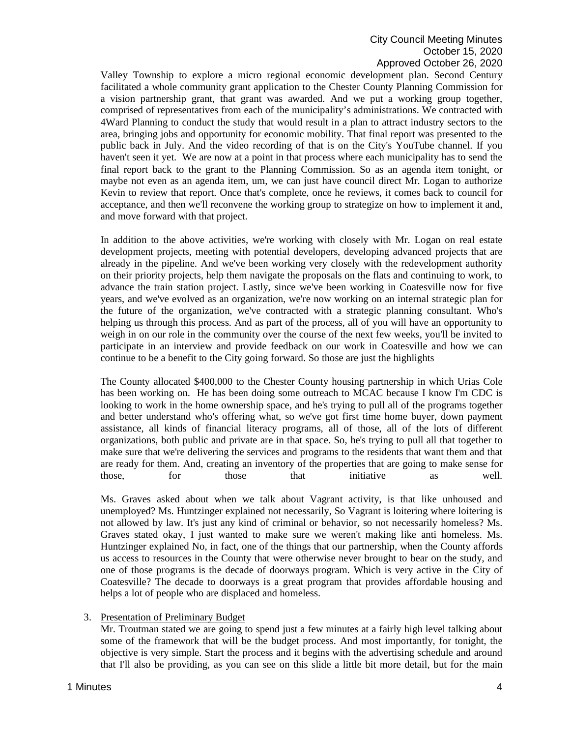Valley Township to explore a micro regional economic development plan. Second Century facilitated a whole community grant application to the Chester County Planning Commission for a vision partnership grant, that grant was awarded. And we put a working group together, comprised of representatives from each of the municipality's administrations. We contracted with 4Ward Planning to conduct the study that would result in a plan to attract industry sectors to the area, bringing jobs and opportunity for economic mobility. That final report was presented to the public back in July. And the video recording of that is on the City's YouTube channel. If you haven't seen it yet. We are now at a point in that process where each municipality has to send the final report back to the grant to the Planning Commission. So as an agenda item tonight, or maybe not even as an agenda item, um, we can just have council direct Mr. Logan to authorize Kevin to review that report. Once that's complete, once he reviews, it comes back to council for acceptance, and then we'll reconvene the working group to strategize on how to implement it and, and move forward with that project.

In addition to the above activities, we're working with closely with Mr. Logan on real estate development projects, meeting with potential developers, developing advanced projects that are already in the pipeline. And we've been working very closely with the redevelopment authority on their priority projects, help them navigate the proposals on the flats and continuing to work, to advance the train station project. Lastly, since we've been working in Coatesville now for five years, and we've evolved as an organization, we're now working on an internal strategic plan for the future of the organization, we've contracted with a strategic planning consultant. Who's helping us through this process. And as part of the process, all of you will have an opportunity to weigh in on our role in the community over the course of the next few weeks, you'll be invited to participate in an interview and provide feedback on our work in Coatesville and how we can continue to be a benefit to the City going forward. So those are just the highlights

The County allocated $400,000 to the Chester County housing partnership in which Urias Cole has been working on. He has been doing some outreach to MCAC because I know I'm CDC is looking to work in the home ownership space, and he's trying to pull all of the programs together and better understand who's offering what, so we've got first time home buyer, down payment assistance, all kinds of financial literacy programs, all of those, all of the lots of different organizations, both public and private are in that space. So, he's trying to pull all that together to make sure that we're delivering the services and programs to the residents that want them and that are ready for them. And, creating an inventory of the properties that are going to make sense for those, for those that initiative as well.

Ms. Graves asked about when we talk about Vagrant activity, is that like unhoused and unemployed? Ms. Huntzinger explained not necessarily, So Vagrant is loitering where loitering is not allowed by law. It's just any kind of criminal or behavior, so not necessarily homeless? Ms. Graves stated okay, I just wanted to make sure we weren't making like anti homeless. Ms. Huntzinger explained No, in fact, one of the things that our partnership, when the County affords us access to resources in the County that were otherwise never brought to bear on the study, and one of those programs is the decade of doorways program. Which is very active in the City of Coatesville? The decade to doorways is a great program that provides affordable housing and helps a lot of people who are displaced and homeless.

3. Presentation of Preliminary Budget

Mr. Troutman stated we are going to spend just a few minutes at a fairly high level talking about some of the framework that will be the budget process. And most importantly, for tonight, the objective is very simple. Start the process and it begins with the advertising schedule and around that I'll also be providing, as you can see on this slide a little bit more detail, but for the main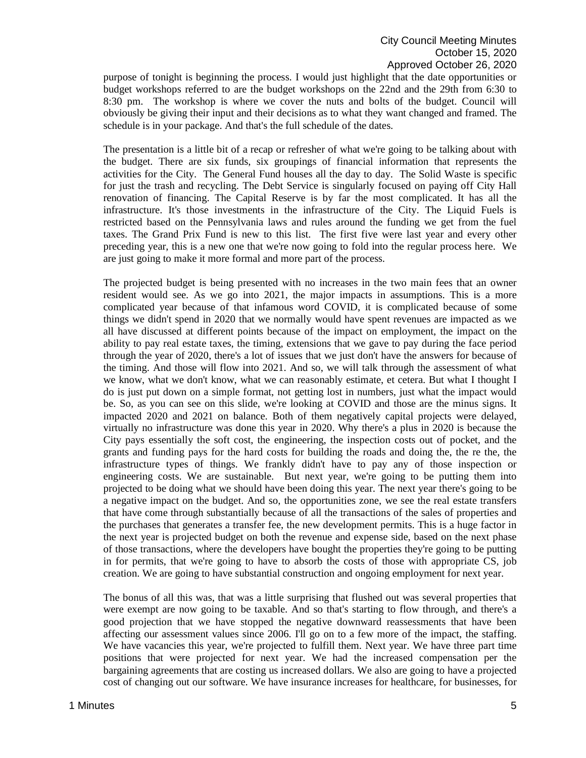purpose of tonight is beginning the process. I would just highlight that the date opportunities or budget workshops referred to are the budget workshops on the 22nd and the 29th from 6:30 to 8:30 pm. The workshop is where we cover the nuts and bolts of the budget. Council will obviously be giving their input and their decisions as to what they want changed and framed. The schedule is in your package. And that's the full schedule of the dates.

The presentation is a little bit of a recap or refresher of what we're going to be talking about with the budget. There are six funds, six groupings of financial information that represents the activities for the City. The General Fund houses all the day to day. The Solid Waste is specific for just the trash and recycling. The Debt Service is singularly focused on paying off City Hall renovation of financing. The Capital Reserve is by far the most complicated. It has all the infrastructure. It's those investments in the infrastructure of the City. The Liquid Fuels is restricted based on the Pennsylvania laws and rules around the funding we get from the fuel taxes. The Grand Prix Fund is new to this list. The first five were last year and every other preceding year, this is a new one that we're now going to fold into the regular process here. We are just going to make it more formal and more part of the process.

The projected budget is being presented with no increases in the two main fees that an owner resident would see. As we go into 2021, the major impacts in assumptions. This is a more complicated year because of that infamous word COVID, it is complicated because of some things we didn't spend in 2020 that we normally would have spent revenues are impacted as we all have discussed at different points because of the impact on employment, the impact on the ability to pay real estate taxes, the timing, extensions that we gave to pay during the face period through the year of 2020, there's a lot of issues that we just don't have the answers for because of the timing. And those will flow into 2021. And so, we will talk through the assessment of what we know, what we don't know, what we can reasonably estimate, et cetera. But what I thought I do is just put down on a simple format, not getting lost in numbers, just what the impact would be. So, as you can see on this slide, we're looking at COVID and those are the minus signs. It impacted 2020 and 2021 on balance. Both of them negatively capital projects were delayed, virtually no infrastructure was done this year in 2020. Why there's a plus in 2020 is because the City pays essentially the soft cost, the engineering, the inspection costs out of pocket, and the grants and funding pays for the hard costs for building the roads and doing the, the re the, the infrastructure types of things. We frankly didn't have to pay any of those inspection or engineering costs. We are sustainable. But next year, we're going to be putting them into projected to be doing what we should have been doing this year. The next year there's going to be a negative impact on the budget. And so, the opportunities zone, we see the real estate transfers that have come through substantially because of all the transactions of the sales of properties and the purchases that generates a transfer fee, the new development permits. This is a huge factor in the next year is projected budget on both the revenue and expense side, based on the next phase of those transactions, where the developers have bought the properties they're going to be putting in for permits, that we're going to have to absorb the costs of those with appropriate CS, job creation. We are going to have substantial construction and ongoing employment for next year.

The bonus of all this was, that was a little surprising that flushed out was several properties that were exempt are now going to be taxable. And so that's starting to flow through, and there's a good projection that we have stopped the negative downward reassessments that have been affecting our assessment values since 2006. I'll go on to a few more of the impact, the staffing. We have vacancies this year, we're projected to fulfill them. Next year. We have three part time positions that were projected for next year. We had the increased compensation per the bargaining agreements that are costing us increased dollars. We also are going to have a projected cost of changing out our software. We have insurance increases for healthcare, for businesses, for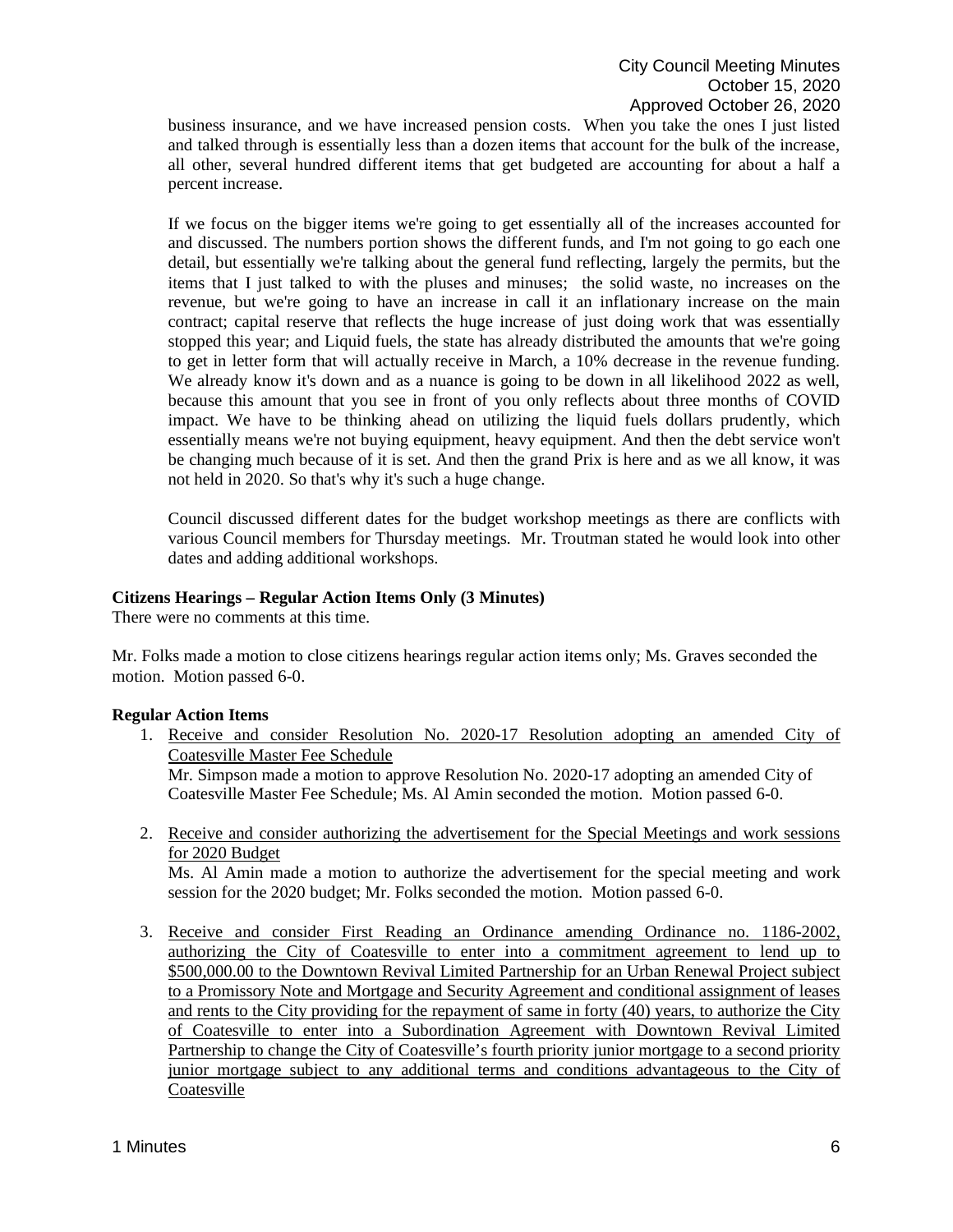business insurance, and we have increased pension costs. When you take the ones I just listed and talked through is essentially less than a dozen items that account for the bulk of the increase, all other, several hundred different items that get budgeted are accounting for about a half a percent increase.

If we focus on the bigger items we're going to get essentially all of the increases accounted for and discussed. The numbers portion shows the different funds, and I'm not going to go each one detail, but essentially we're talking about the general fund reflecting, largely the permits, but the items that I just talked to with the pluses and minuses; the solid waste, no increases on the revenue, but we're going to have an increase in call it an inflationary increase on the main contract; capital reserve that reflects the huge increase of just doing work that was essentially stopped this year; and Liquid fuels, the state has already distributed the amounts that we're going to get in letter form that will actually receive in March, a 10% decrease in the revenue funding. We already know it's down and as a nuance is going to be down in all likelihood 2022 as well, because this amount that you see in front of you only reflects about three months of COVID impact. We have to be thinking ahead on utilizing the liquid fuels dollars prudently, which essentially means we're not buying equipment, heavy equipment. And then the debt service won't be changing much because of it is set. And then the grand Prix is here and as we all know, it was not held in 2020. So that's why it's such a huge change.

Council discussed different dates for the budget workshop meetings as there are conflicts with various Council members for Thursday meetings. Mr. Troutman stated he would look into other dates and adding additional workshops.

**Citizens Hearings – Regular Action Items Only (3 Minutes)**
There were no comments at this time.

Mr. Folks made a motion to close citizens hearings regular action items only; Ms. Graves seconded the motion. Motion passed 6-0.

**Regular Action Items**

1. Receive and consider Resolution No. 2020-17 Resolution adopting an amended City of Coatesville Master Fee Schedule
   Mr. Simpson made a motion to approve Resolution No. 2020-17 adopting an amended City of Coatesville Master Fee Schedule; Ms. Al Amin seconded the motion. Motion passed 6-0.

2. Receive and consider authorizing the advertisement for the Special Meetings and work sessions for 2020 Budget
   Ms. Al Amin made a motion to authorize the advertisement for the special meeting and work session for the 2020 budget; Mr. Folks seconded the motion. Motion passed 6-0.

3. Receive and consider First Reading an Ordinance amending Ordinance no. 1186-2002, authorizing the City of Coatesville to enter into a commitment agreement to lend up to $500,000.00 to the Downtown Revival Limited Partnership for an Urban Renewal Project subject to a Promissory Note and Mortgage and Security Agreement and conditional assignment of leases and rents to the City providing for the repayment of same in forty (40) years, to authorize the City of Coatesville to enter into a Subordination Agreement with Downtown Revival Limited Partnership to change the City of Coatesville's fourth priority junior mortgage to a second priority junior mortgage subject to any additional terms and conditions advantageous to the City of Coatesville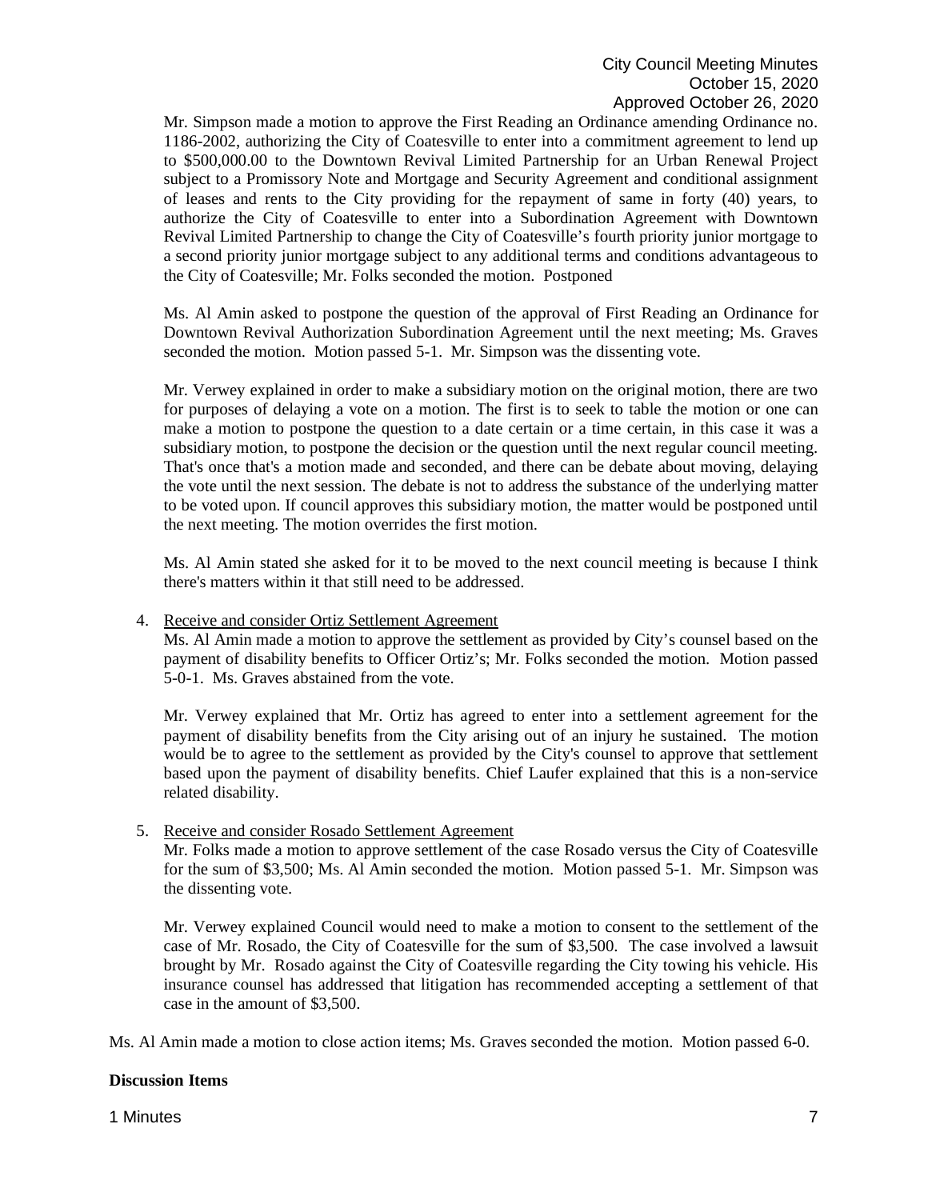Mr. Simpson made a motion to approve the First Reading an Ordinance amending Ordinance no. 1186-2002, authorizing the City of Coatesville to enter into a commitment agreement to lend up to $500,000.00 to the Downtown Revival Limited Partnership for an Urban Renewal Project subject to a Promissory Note and Mortgage and Security Agreement and conditional assignment of leases and rents to the City providing for the repayment of same in forty (40) years, to authorize the City of Coatesville to enter into a Subordination Agreement with Downtown Revival Limited Partnership to change the City of Coatesville's fourth priority junior mortgage to a second priority junior mortgage subject to any additional terms and conditions advantageous to the City of Coatesville; Mr. Folks seconded the motion. Postponed

Ms. Al Amin asked to postpone the question of the approval of First Reading an Ordinance for Downtown Revival Authorization Subordination Agreement until the next meeting; Ms. Graves seconded the motion. Motion passed 5-1. Mr. Simpson was the dissenting vote.

Mr. Verwey explained in order to make a subsidiary motion on the original motion, there are two for purposes of delaying a vote on a motion. The first is to seek to table the motion or one can make a motion to postpone the question to a date certain or a time certain, in this case it was a subsidiary motion, to postpone the decision or the question until the next regular council meeting. That's once that's a motion made and seconded, and there can be debate about moving, delaying the vote until the next session. The debate is not to address the substance of the underlying matter to be voted upon. If council approves this subsidiary motion, the matter would be postponed until the next meeting. The motion overrides the first motion.

Ms. Al Amin stated she asked for it to be moved to the next council meeting is because I think there's matters within it that still need to be addressed.

4. Receive and consider Ortiz Settlement Agreement
   Ms. Al Amin made a motion to approve the settlement as provided by City's counsel based on the payment of disability benefits to Officer Ortiz's; Mr. Folks seconded the motion. Motion passed 5-0-1. Ms. Graves abstained from the vote.

   Mr. Verwey explained that Mr. Ortiz has agreed to enter into a settlement agreement for the payment of disability benefits from the City arising out of an injury he sustained. The motion would be to agree to the settlement as provided by the City's counsel to approve that settlement based upon the payment of disability benefits. Chief Laufer explained that this is a non-service related disability.

5. Receive and consider Rosado Settlement Agreement
   Mr. Folks made a motion to approve settlement of the case Rosado versus the City of Coatesville for the sum of $3,500; Ms. Al Amin seconded the motion. Motion passed 5-1. Mr. Simpson was the dissenting vote.

   Mr. Verwey explained Council would need to make a motion to consent to the settlement of the case of Mr. Rosado, the City of Coatesville for the sum of $3,500. The case involved a lawsuit brought by Mr. Rosado against the City of Coatesville regarding the City towing his vehicle. His insurance counsel has addressed that litigation has recommended accepting a settlement of that case in the amount of $3,500.

Ms. Al Amin made a motion to close action items; Ms. Graves seconded the motion. Motion passed 6-0.

**Discussion Items**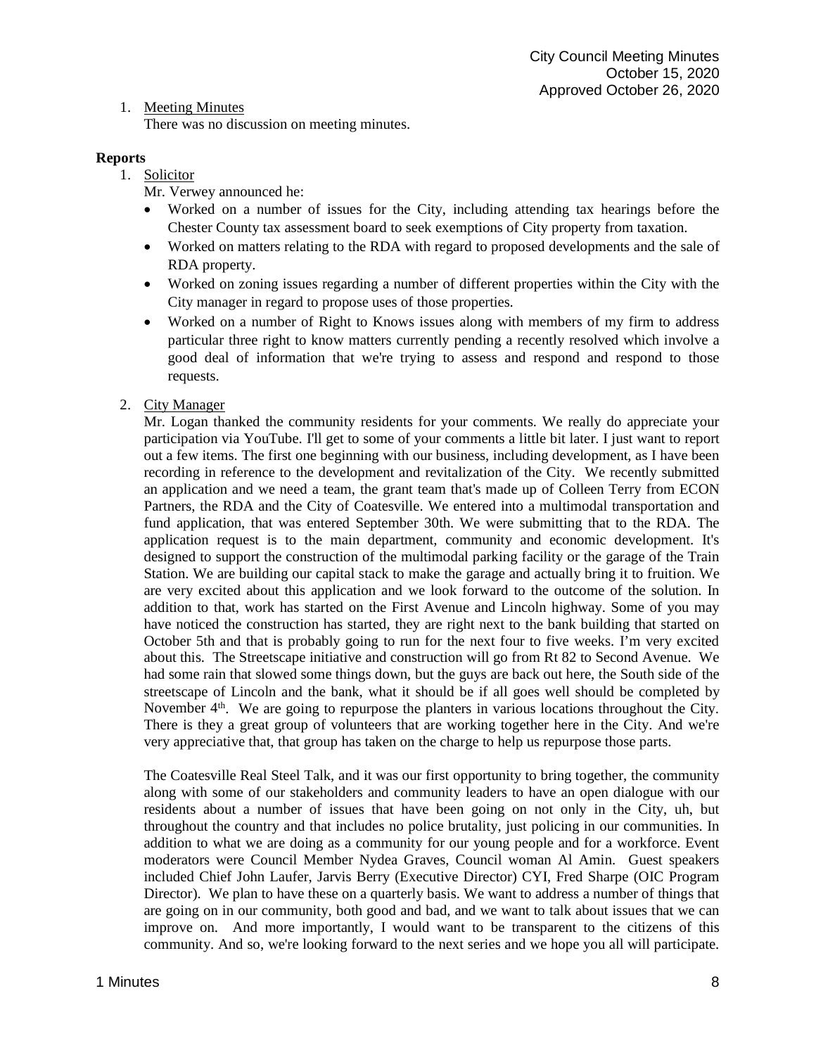1. Meeting Minutes
   There was no discussion on meeting minutes.

**Reports**

1. Solicitor
   Mr. Verwey announced he:
   - Worked on a number of issues for the City, including attending tax hearings before the Chester County tax assessment board to seek exemptions of City property from taxation.
   - Worked on matters relating to the RDA with regard to proposed developments and the sale of RDA property.
   - Worked on zoning issues regarding a number of different properties within the City with the City manager in regard to propose uses of those properties.
   - Worked on a number of Right to Knows issues along with members of my firm to address particular three right to know matters currently pending a recently resolved which involve a good deal of information that we're trying to assess and respond and respond to those requests.

2. City Manager
   Mr. Logan thanked the community residents for your comments. We really do appreciate your participation via YouTube. I'll get to some of your comments a little bit later. I just want to report out a few items. The first one beginning with our business, including development, as I have been recording in reference to the development and revitalization of the City. We recently submitted an application and we need a team, the grant team that's made up of Colleen Terry from ECON Partners, the RDA and the City of Coatesville. We entered into a multimodal transportation and fund application, that was entered September 30th. We were submitting that to the RDA. The application request is to the main department, community and economic development. It's designed to support the construction of the multimodal parking facility or the garage of the Train Station. We are building our capital stack to make the garage and actually bring it to fruition. We are very excited about this application and we look forward to the outcome of the solution. In addition to that, work has started on the First Avenue and Lincoln highway. Some of you may have noticed the construction has started, they are right next to the bank building that started on October 5th and that is probably going to run for the next four to five weeks. I'm very excited about this. The Streetscape initiative and construction will go from Rt 82 to Second Avenue. We had some rain that slowed some things down, but the guys are back out here, the South side of the streetscape of Lincoln and the bank, what it should be if all goes well should be completed by November 4th. We are going to repurpose the planters in various locations throughout the City. There is they a great group of volunteers that are working together here in the City. And we're very appreciative that, that group has taken on the charge to help us repurpose those parts.

   The Coatesville Real Steel Talk, and it was our first opportunity to bring together, the community along with some of our stakeholders and community leaders to have an open dialogue with our residents about a number of issues that have been going on not only in the City, uh, but throughout the country and that includes no police brutality, just policing in our communities. In addition to what we are doing as a community for our young people and for a workforce. Event moderators were Council Member Nydea Graves, Council woman Al Amin. Guest speakers included Chief John Laufer, Jarvis Berry (Executive Director) CYI, Fred Sharpe (OIC Program Director). We plan to have these on a quarterly basis. We want to address a number of things that are going on in our community, both good and bad, and we want to talk about issues that we can improve on. And more importantly, I would want to be transparent to the citizens of this community. And so, we're looking forward to the next series and we hope you all will participate.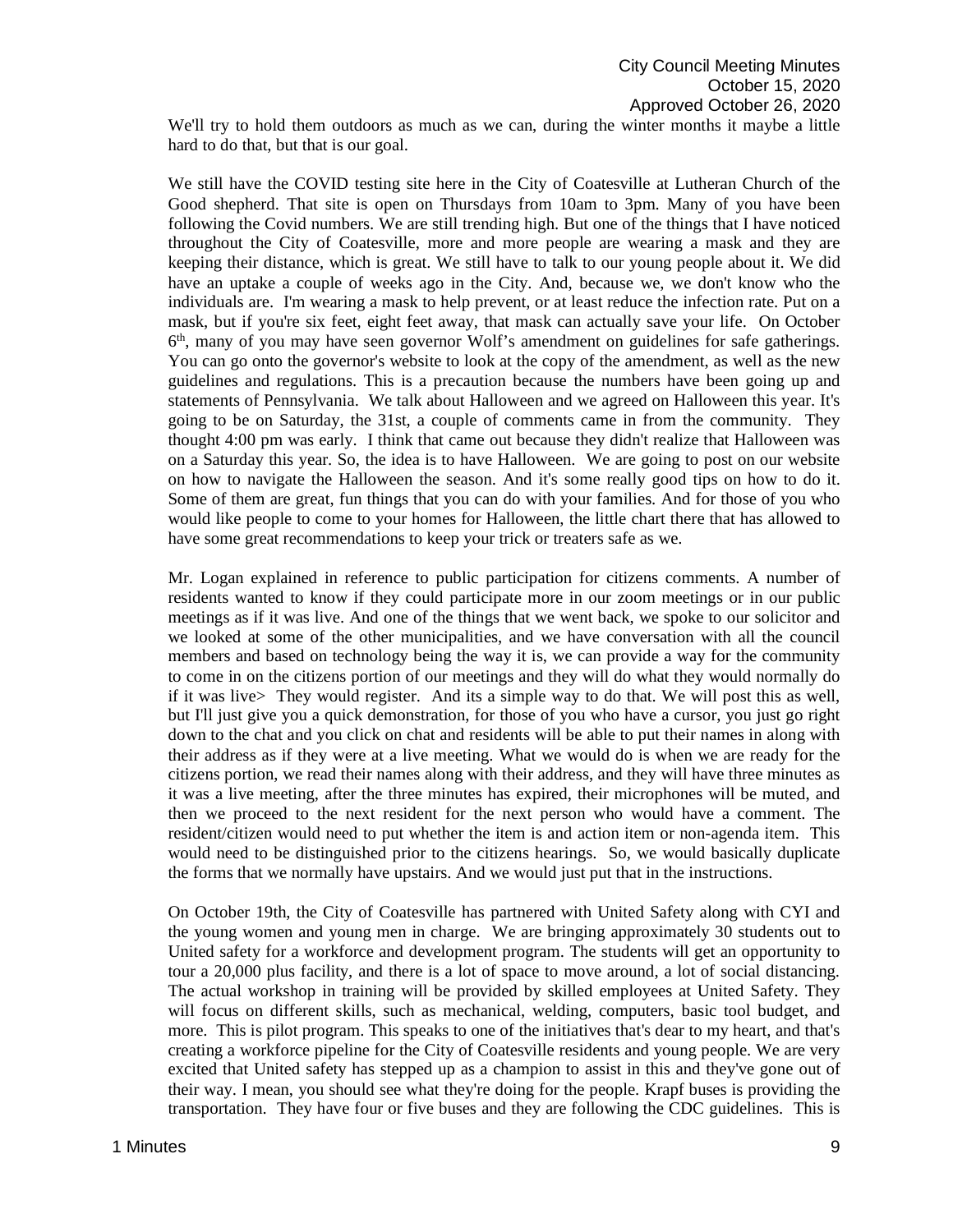We'll try to hold them outdoors as much as we can, during the winter months it maybe a little hard to do that, but that is our goal.

We still have the COVID testing site here in the City of Coatesville at Lutheran Church of the Good shepherd. That site is open on Thursdays from 10am to 3pm. Many of you have been following the Covid numbers. We are still trending high. But one of the things that I have noticed throughout the City of Coatesville, more and more people are wearing a mask and they are keeping their distance, which is great. We still have to talk to our young people about it. We did have an uptake a couple of weeks ago in the City. And, because we, we don't know who the individuals are. I'm wearing a mask to help prevent, or at least reduce the infection rate. Put on a mask, but if you're six feet, eight feet away, that mask can actually save your life. On October 6th, many of you may have seen governor Wolf's amendment on guidelines for safe gatherings. You can go onto the governor's website to look at the copy of the amendment, as well as the new guidelines and regulations. This is a precaution because the numbers have been going up and statements of Pennsylvania. We talk about Halloween and we agreed on Halloween this year. It's going to be on Saturday, the 31st, a couple of comments came in from the community. They thought 4:00 pm was early. I think that came out because they didn't realize that Halloween was on a Saturday this year. So, the idea is to have Halloween. We are going to post on our website on how to navigate the Halloween the season. And it's some really good tips on how to do it. Some of them are great, fun things that you can do with your families. And for those of you who would like people to come to your homes for Halloween, the little chart there that has allowed to have some great recommendations to keep your trick or treaters safe as we.

Mr. Logan explained in reference to public participation for citizens comments. A number of residents wanted to know if they could participate more in our zoom meetings or in our public meetings as if it was live. And one of the things that we went back, we spoke to our solicitor and we looked at some of the other municipalities, and we have conversation with all the council members and based on technology being the way it is, we can provide a way for the community to come in on the citizens portion of our meetings and they will do what they would normally do if it was live> They would register. And its a simple way to do that. We will post this as well, but I'll just give you a quick demonstration, for those of you who have a cursor, you just go right down to the chat and you click on chat and residents will be able to put their names in along with their address as if they were at a live meeting. What we would do is when we are ready for the citizens portion, we read their names along with their address, and they will have three minutes as it was a live meeting, after the three minutes has expired, their microphones will be muted, and then we proceed to the next resident for the next person who would have a comment. The resident/citizen would need to put whether the item is and action item or non-agenda item. This would need to be distinguished prior to the citizens hearings. So, we would basically duplicate the forms that we normally have upstairs. And we would just put that in the instructions.

On October 19th, the City of Coatesville has partnered with United Safety along with CYI and the young women and young men in charge. We are bringing approximately 30 students out to United safety for a workforce and development program. The students will get an opportunity to tour a 20,000 plus facility, and there is a lot of space to move around, a lot of social distancing. The actual workshop in training will be provided by skilled employees at United Safety. They will focus on different skills, such as mechanical, welding, computers, basic tool budget, and more. This is pilot program. This speaks to one of the initiatives that's dear to my heart, and that's creating a workforce pipeline for the City of Coatesville residents and young people. We are very excited that United safety has stepped up as a champion to assist in this and they've gone out of their way. I mean, you should see what they're doing for the people. Krapf buses is providing the transportation. They have four or five buses and they are following the CDC guidelines. This is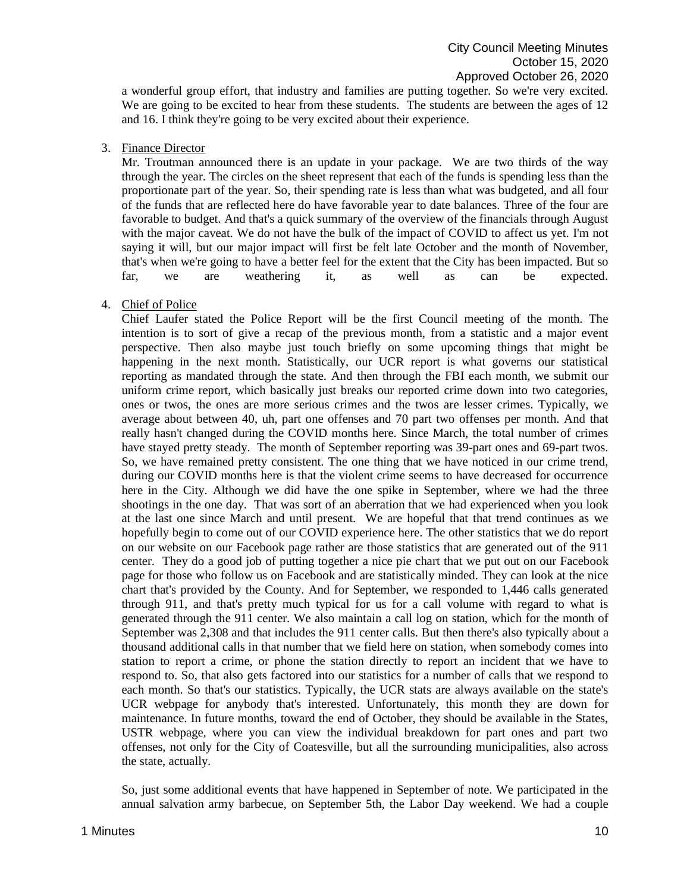a wonderful group effort, that industry and families are putting together. So we're very excited. We are going to be excited to hear from these students. The students are between the ages of 12 and 16. I think they're going to be very excited about their experience.

3. Finance Director

   Mr. Troutman announced there is an update in your package. We are two thirds of the way through the year. The circles on the sheet represent that each of the funds is spending less than the proportionate part of the year. So, their spending rate is less than what was budgeted, and all four of the funds that are reflected here do have favorable year to date balances. Three of the four are favorable to budget. And that's a quick summary of the overview of the financials through August with the major caveat. We do not have the bulk of the impact of COVID to affect us yet. I'm not saying it will, but our major impact will first be felt late October and the month of November, that's when we're going to have a better feel for the extent that the City has been impacted. But so far, we are weathering it, as well as can be expected.

4. Chief of Police

   Chief Laufer stated the Police Report will be the first Council meeting of the month. The intention is to sort of give a recap of the previous month, from a statistic and a major event perspective. Then also maybe just touch briefly on some upcoming things that might be happening in the next month. Statistically, our UCR report is what governs our statistical reporting as mandated through the state. And then through the FBI each month, we submit our uniform crime report, which basically just breaks our reported crime down into two categories, ones or twos, the ones are more serious crimes and the twos are lesser crimes. Typically, we average about between 40, uh, part one offenses and 70 part two offenses per month. And that really hasn't changed during the COVID months here. Since March, the total number of crimes have stayed pretty steady. The month of September reporting was 39-part ones and 69-part twos. So, we have remained pretty consistent. The one thing that we have noticed in our crime trend, during our COVID months here is that the violent crime seems to have decreased for occurrence here in the City. Although we did have the one spike in September, where we had the three shootings in the one day. That was sort of an aberration that we had experienced when you look at the last one since March and until present. We are hopeful that that trend continues as we hopefully begin to come out of our COVID experience here. The other statistics that we do report on our website on our Facebook page rather are those statistics that are generated out of the 911 center. They do a good job of putting together a nice pie chart that we put out on our Facebook page for those who follow us on Facebook and are statistically minded. They can look at the nice chart that's provided by the County. And for September, we responded to 1,446 calls generated through 911, and that's pretty much typical for us for a call volume with regard to what is generated through the 911 center. We also maintain a call log on station, which for the month of September was 2,308 and that includes the 911 center calls. But then there's also typically about a thousand additional calls in that number that we field here on station, when somebody comes into station to report a crime, or phone the station directly to report an incident that we have to respond to. So, that also gets factored into our statistics for a number of calls that we respond to each month. So that's our statistics. Typically, the UCR stats are always available on the state's UCR webpage for anybody that's interested. Unfortunately, this month they are down for maintenance. In future months, toward the end of October, they should be available in the States, USTR webpage, where you can view the individual breakdown for part ones and part two offenses, not only for the City of Coatesville, but all the surrounding municipalities, also across the state, actually.

   So, just some additional events that have happened in September of note. We participated in the annual salvation army barbecue, on September 5th, the Labor Day weekend. We had a couple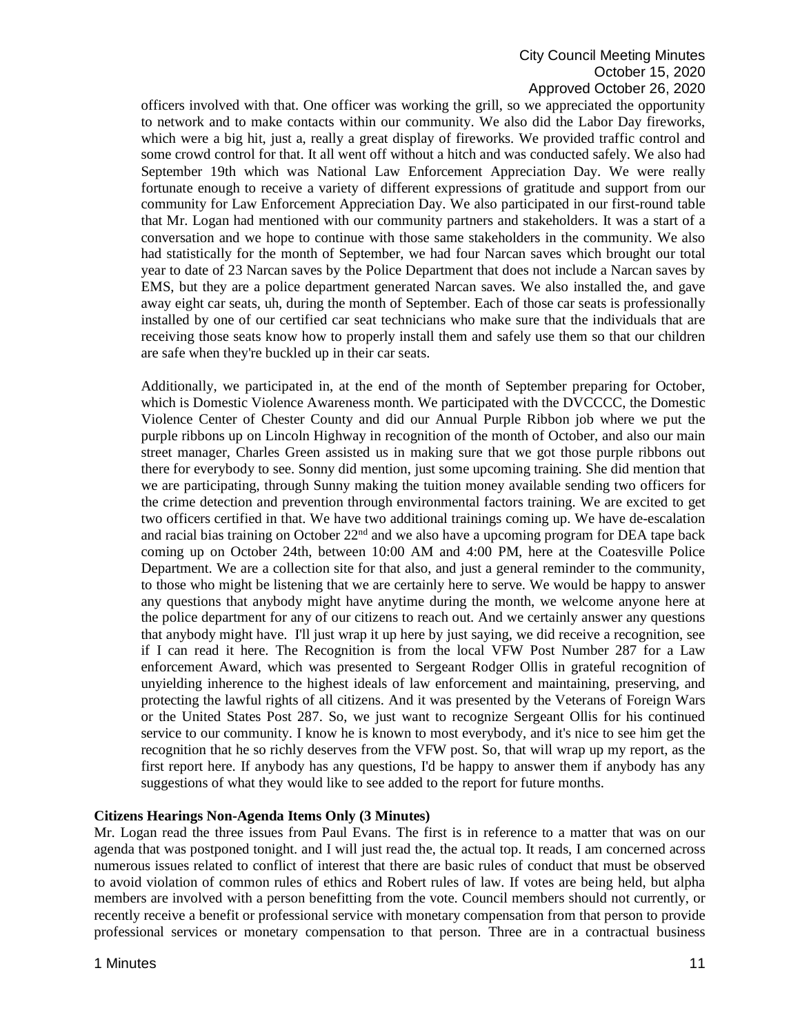officers involved with that. One officer was working the grill, so we appreciated the opportunity to network and to make contacts within our community. We also did the Labor Day fireworks, which were a big hit, just a, really a great display of fireworks. We provided traffic control and some crowd control for that. It all went off without a hitch and was conducted safely. We also had September 19th which was National Law Enforcement Appreciation Day. We were really fortunate enough to receive a variety of different expressions of gratitude and support from our community for Law Enforcement Appreciation Day. We also participated in our first-round table that Mr. Logan had mentioned with our community partners and stakeholders. It was a start of a conversation and we hope to continue with those same stakeholders in the community. We also had statistically for the month of September, we had four Narcan saves which brought our total year to date of 23 Narcan saves by the Police Department that does not include a Narcan saves by EMS, but they are a police department generated Narcan saves. We also installed the, and gave away eight car seats, uh, during the month of September. Each of those car seats is professionally installed by one of our certified car seat technicians who make sure that the individuals that are receiving those seats know how to properly install them and safely use them so that our children are safe when they're buckled up in their car seats.

Additionally, we participated in, at the end of the month of September preparing for October, which is Domestic Violence Awareness month. We participated with the DVCCCC, the Domestic Violence Center of Chester County and did our Annual Purple Ribbon job where we put the purple ribbons up on Lincoln Highway in recognition of the month of October, and also our main street manager, Charles Green assisted us in making sure that we got those purple ribbons out there for everybody to see. Sonny did mention, just some upcoming training. She did mention that we are participating, through Sunny making the tuition money available sending two officers for the crime detection and prevention through environmental factors training. We are excited to get two officers certified in that. We have two additional trainings coming up. We have de-escalation and racial bias training on October 22nd and we also have a upcoming program for DEA tape back coming up on October 24th, between 10:00 AM and 4:00 PM, here at the Coatesville Police Department. We are a collection site for that also, and just a general reminder to the community, to those who might be listening that we are certainly here to serve. We would be happy to answer any questions that anybody might have anytime during the month, we welcome anyone here at the police department for any of our citizens to reach out. And we certainly answer any questions that anybody might have. I'll just wrap it up here by just saying, we did receive a recognition, see if I can read it here. The Recognition is from the local VFW Post Number 287 for a Law enforcement Award, which was presented to Sergeant Rodger Ollis in grateful recognition of unyielding inherence to the highest ideals of law enforcement and maintaining, preserving, and protecting the lawful rights of all citizens. And it was presented by the Veterans of Foreign Wars or the United States Post 287. So, we just want to recognize Sergeant Ollis for his continued service to our community. I know he is known to most everybody, and it's nice to see him get the recognition that he so richly deserves from the VFW post. So, that will wrap up my report, as the first report here. If anybody has any questions, I'd be happy to answer them if anybody has any suggestions of what they would like to see added to the report for future months.

**Citizens Hearings Non-Agenda Items Only (3 Minutes)**

Mr. Logan read the three issues from Paul Evans. The first is in reference to a matter that was on our agenda that was postponed tonight. and I will just read the, the actual top. It reads, I am concerned across numerous issues related to conflict of interest that there are basic rules of conduct that must be observed to avoid violation of common rules of ethics and Robert rules of law. If votes are being held, but alpha members are involved with a person benefitting from the vote. Council members should not currently, or recently receive a benefit or professional service with monetary compensation from that person to provide professional services or monetary compensation to that person. Three are in a contractual business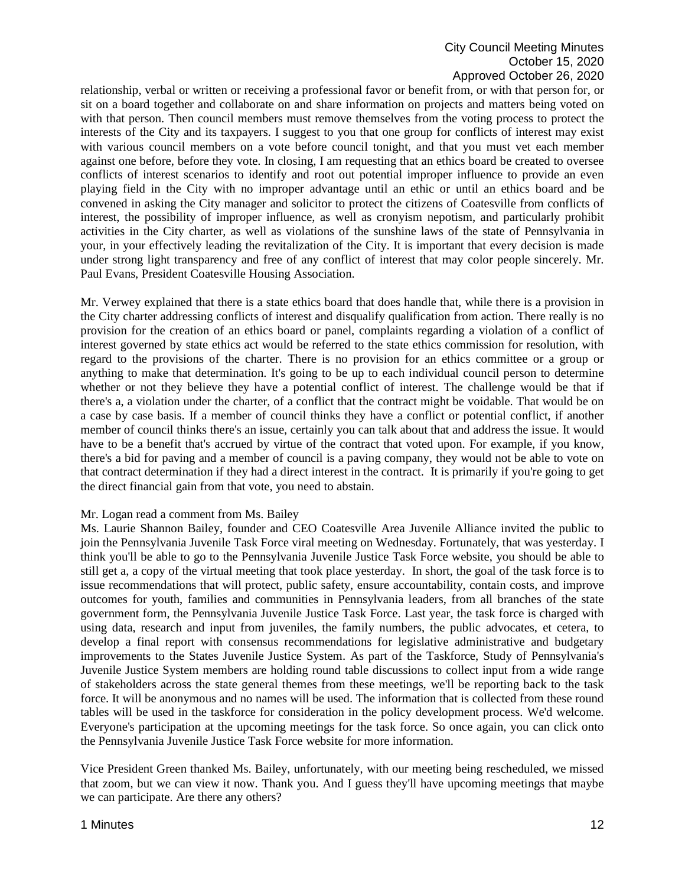relationship, verbal or written or receiving a professional favor or benefit from, or with that person for, or sit on a board together and collaborate on and share information on projects and matters being voted on with that person. Then council members must remove themselves from the voting process to protect the interests of the City and its taxpayers. I suggest to you that one group for conflicts of interest may exist with various council members on a vote before council tonight, and that you must vet each member against one before, before they vote. In closing, I am requesting that an ethics board be created to oversee conflicts of interest scenarios to identify and root out potential improper influence to provide an even playing field in the City with no improper advantage until an ethic or until an ethics board and be convened in asking the City manager and solicitor to protect the citizens of Coatesville from conflicts of interest, the possibility of improper influence, as well as cronyism nepotism, and particularly prohibit activities in the City charter, as well as violations of the sunshine laws of the state of Pennsylvania in your, in your effectively leading the revitalization of the City. It is important that every decision is made under strong light transparency and free of any conflict of interest that may color people sincerely. Mr. Paul Evans, President Coatesville Housing Association.

Mr. Verwey explained that there is a state ethics board that does handle that, while there is a provision in the City charter addressing conflicts of interest and disqualify qualification from action. There really is no provision for the creation of an ethics board or panel, complaints regarding a violation of a conflict of interest governed by state ethics act would be referred to the state ethics commission for resolution, with regard to the provisions of the charter. There is no provision for an ethics committee or a group or anything to make that determination. It's going to be up to each individual council person to determine whether or not they believe they have a potential conflict of interest. The challenge would be that if there's a, a violation under the charter, of a conflict that the contract might be voidable. That would be on a case by case basis. If a member of council thinks they have a conflict or potential conflict, if another member of council thinks there's an issue, certainly you can talk about that and address the issue. It would have to be a benefit that's accrued by virtue of the contract that voted upon. For example, if you know, there's a bid for paving and a member of council is a paving company, they would not be able to vote on that contract determination if they had a direct interest in the contract. It is primarily if you're going to get the direct financial gain from that vote, you need to abstain.

Mr. Logan read a comment from Ms. Bailey
Ms. Laurie Shannon Bailey, founder and CEO Coatesville Area Juvenile Alliance invited the public to join the Pennsylvania Juvenile Task Force viral meeting on Wednesday. Fortunately, that was yesterday. I think you'll be able to go to the Pennsylvania Juvenile Justice Task Force website, you should be able to still get a, a copy of the virtual meeting that took place yesterday. In short, the goal of the task force is to issue recommendations that will protect, public safety, ensure accountability, contain costs, and improve outcomes for youth, families and communities in Pennsylvania leaders, from all branches of the state government form, the Pennsylvania Juvenile Justice Task Force. Last year, the task force is charged with using data, research and input from juveniles, the family numbers, the public advocates, et cetera, to develop a final report with consensus recommendations for legislative administrative and budgetary improvements to the States Juvenile Justice System. As part of the Taskforce, Study of Pennsylvania's Juvenile Justice System members are holding round table discussions to collect input from a wide range of stakeholders across the state general themes from these meetings, we'll be reporting back to the task force. It will be anonymous and no names will be used. The information that is collected from these round tables will be used in the taskforce for consideration in the policy development process. We'd welcome. Everyone's participation at the upcoming meetings for the task force. So once again, you can click onto the Pennsylvania Juvenile Justice Task Force website for more information.

Vice President Green thanked Ms. Bailey, unfortunately, with our meeting being rescheduled, we missed that zoom, but we can view it now. Thank you. And I guess they'll have upcoming meetings that maybe we can participate. Are there any others?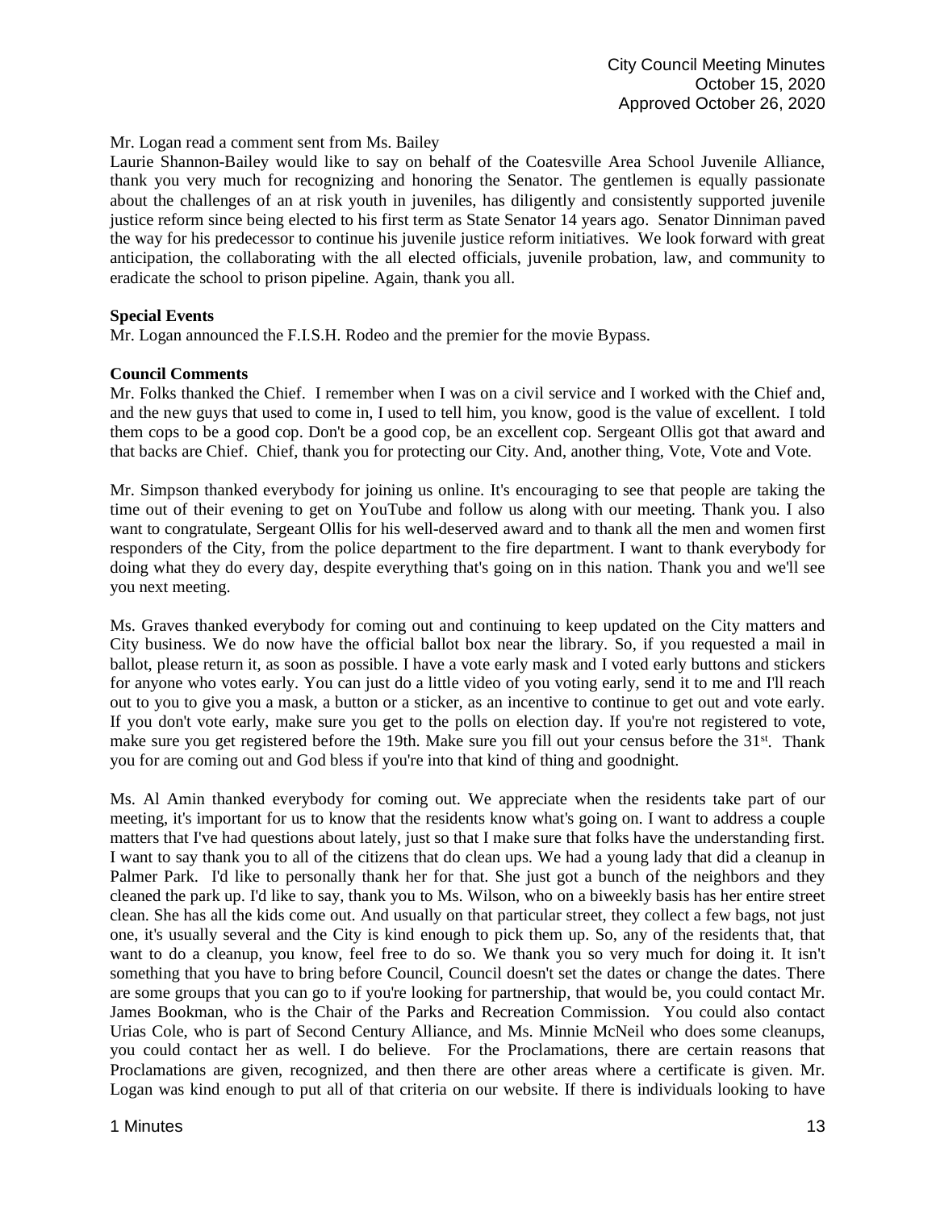Mr. Logan read a comment sent from Ms. Bailey

Laurie Shannon-Bailey would like to say on behalf of the Coatesville Area School Juvenile Alliance, thank you very much for recognizing and honoring the Senator. The gentlemen is equally passionate about the challenges of an at risk youth in juveniles, has diligently and consistently supported juvenile justice reform since being elected to his first term as State Senator 14 years ago. Senator Dinniman paved the way for his predecessor to continue his juvenile justice reform initiatives. We look forward with great anticipation, the collaborating with the all elected officials, juvenile probation, law, and community to eradicate the school to prison pipeline. Again, thank you all.

**Special Events**

Mr. Logan announced the F.I.S.H. Rodeo and the premier for the movie Bypass.

**Council Comments**

Mr. Folks thanked the Chief. I remember when I was on a civil service and I worked with the Chief and, and the new guys that used to come in, I used to tell him, you know, good is the value of excellent. I told them cops to be a good cop. Don't be a good cop, be an excellent cop. Sergeant Ollis got that award and that backs are Chief. Chief, thank you for protecting our City. And, another thing, Vote, Vote and Vote.

Mr. Simpson thanked everybody for joining us online. It's encouraging to see that people are taking the time out of their evening to get on YouTube and follow us along with our meeting. Thank you. I also want to congratulate, Sergeant Ollis for his well-deserved award and to thank all the men and women first responders of the City, from the police department to the fire department. I want to thank everybody for doing what they do every day, despite everything that's going on in this nation. Thank you and we'll see you next meeting.

Ms. Graves thanked everybody for coming out and continuing to keep updated on the City matters and City business. We do now have the official ballot box near the library. So, if you requested a mail in ballot, please return it, as soon as possible. I have a vote early mask and I voted early buttons and stickers for anyone who votes early. You can just do a little video of you voting early, send it to me and I'll reach out to you to give you a mask, a button or a sticker, as an incentive to continue to get out and vote early. If you don't vote early, make sure you get to the polls on election day. If you're not registered to vote, make sure you get registered before the 19th. Make sure you fill out your census before the 31st. Thank you for are coming out and God bless if you're into that kind of thing and goodnight.

Ms. Al Amin thanked everybody for coming out. We appreciate when the residents take part of our meeting, it's important for us to know that the residents know what's going on. I want to address a couple matters that I've had questions about lately, just so that I make sure that folks have the understanding first. I want to say thank you to all of the citizens that do clean ups. We had a young lady that did a cleanup in Palmer Park. I'd like to personally thank her for that. She just got a bunch of the neighbors and they cleaned the park up. I'd like to say, thank you to Ms. Wilson, who on a biweekly basis has her entire street clean. She has all the kids come out. And usually on that particular street, they collect a few bags, not just one, it's usually several and the City is kind enough to pick them up. So, any of the residents that, that want to do a cleanup, you know, feel free to do so. We thank you so very much for doing it. It isn't something that you have to bring before Council, Council doesn't set the dates or change the dates. There are some groups that you can go to if you're looking for partnership, that would be, you could contact Mr. James Bookman, who is the Chair of the Parks and Recreation Commission. You could also contact Urias Cole, who is part of Second Century Alliance, and Ms. Minnie McNeil who does some cleanups, you could contact her as well. I do believe. For the Proclamations, there are certain reasons that Proclamations are given, recognized, and then there are other areas where a certificate is given. Mr. Logan was kind enough to put all of that criteria on our website. If there is individuals looking to have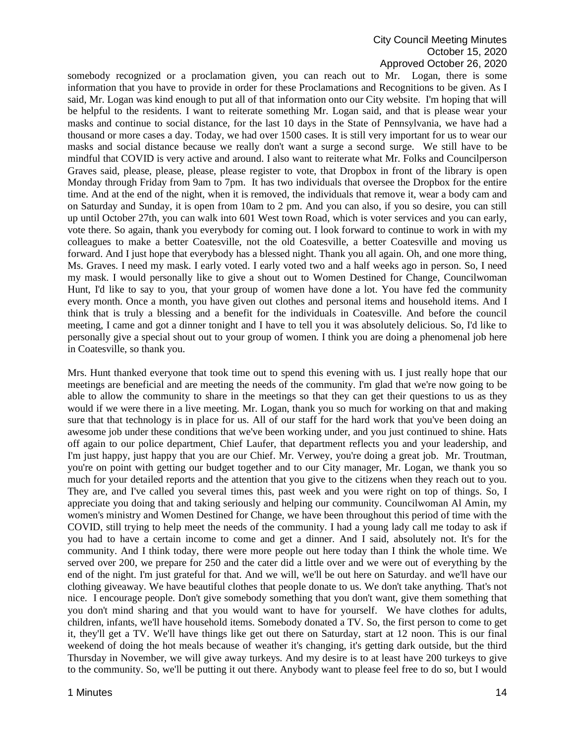somebody recognized or a proclamation given, you can reach out to Mr. Logan, there is some information that you have to provide in order for these Proclamations and Recognitions to be given. As I said, Mr. Logan was kind enough to put all of that information onto our City website. I'm hoping that will be helpful to the residents. I want to reiterate something Mr. Logan said, and that is please wear your masks and continue to social distance, for the last 10 days in the State of Pennsylvania, we have had a thousand or more cases a day. Today, we had over 1500 cases. It is still very important for us to wear our masks and social distance because we really don't want a surge a second surge. We still have to be mindful that COVID is very active and around. I also want to reiterate what Mr. Folks and Councilperson Graves said, please, please, please, please register to vote, that Dropbox in front of the library is open Monday through Friday from 9am to 7pm. It has two individuals that oversee the Dropbox for the entire time. And at the end of the night, when it is removed, the individuals that remove it, wear a body cam and on Saturday and Sunday, it is open from 10am to 2 pm. And you can also, if you so desire, you can still up until October 27th, you can walk into 601 West town Road, which is voter services and you can early, vote there. So again, thank you everybody for coming out. I look forward to continue to work in with my colleagues to make a better Coatesville, not the old Coatesville, a better Coatesville and moving us forward. And I just hope that everybody has a blessed night. Thank you all again. Oh, and one more thing, Ms. Graves. I need my mask. I early voted. I early voted two and a half weeks ago in person. So, I need my mask. I would personally like to give a shout out to Women Destined for Change, Councilwoman Hunt, I'd like to say to you, that your group of women have done a lot. You have fed the community every month. Once a month, you have given out clothes and personal items and household items. And I think that is truly a blessing and a benefit for the individuals in Coatesville. And before the council meeting, I came and got a dinner tonight and I have to tell you it was absolutely delicious. So, I'd like to personally give a special shout out to your group of women. I think you are doing a phenomenal job here in Coatesville, so thank you.

Mrs. Hunt thanked everyone that took time out to spend this evening with us. I just really hope that our meetings are beneficial and are meeting the needs of the community. I'm glad that we're now going to be able to allow the community to share in the meetings so that they can get their questions to us as they would if we were there in a live meeting. Mr. Logan, thank you so much for working on that and making sure that that technology is in place for us. All of our staff for the hard work that you've been doing an awesome job under these conditions that we've been working under, and you just continued to shine. Hats off again to our police department, Chief Laufer, that department reflects you and your leadership, and I'm just happy, just happy that you are our Chief. Mr. Verwey, you're doing a great job. Mr. Troutman, you're on point with getting our budget together and to our City manager, Mr. Logan, we thank you so much for your detailed reports and the attention that you give to the citizens when they reach out to you. They are, and I've called you several times this, past week and you were right on top of things. So, I appreciate you doing that and taking seriously and helping our community. Councilwoman Al Amin, my women's ministry and Women Destined for Change, we have been throughout this period of time with the COVID, still trying to help meet the needs of the community. I had a young lady call me today to ask if you had to have a certain income to come and get a dinner. And I said, absolutely not. It's for the community. And I think today, there were more people out here today than I think the whole time. We served over 200, we prepare for 250 and the cater did a little over and we were out of everything by the end of the night. I'm just grateful for that. And we will, we'll be out here on Saturday. and we'll have our clothing giveaway. We have beautiful clothes that people donate to us. We don't take anything. That's not nice. I encourage people. Don't give somebody something that you don't want, give them something that you don't mind sharing and that you would want to have for yourself. We have clothes for adults, children, infants, we'll have household items. Somebody donated a TV. So, the first person to come to get it, they'll get a TV. We'll have things like get out there on Saturday, start at 12 noon. This is our final weekend of doing the hot meals because of weather it's changing, it's getting dark outside, but the third Thursday in November, we will give away turkeys. And my desire is to at least have 200 turkeys to give to the community. So, we'll be putting it out there. Anybody want to please feel free to do so, but I would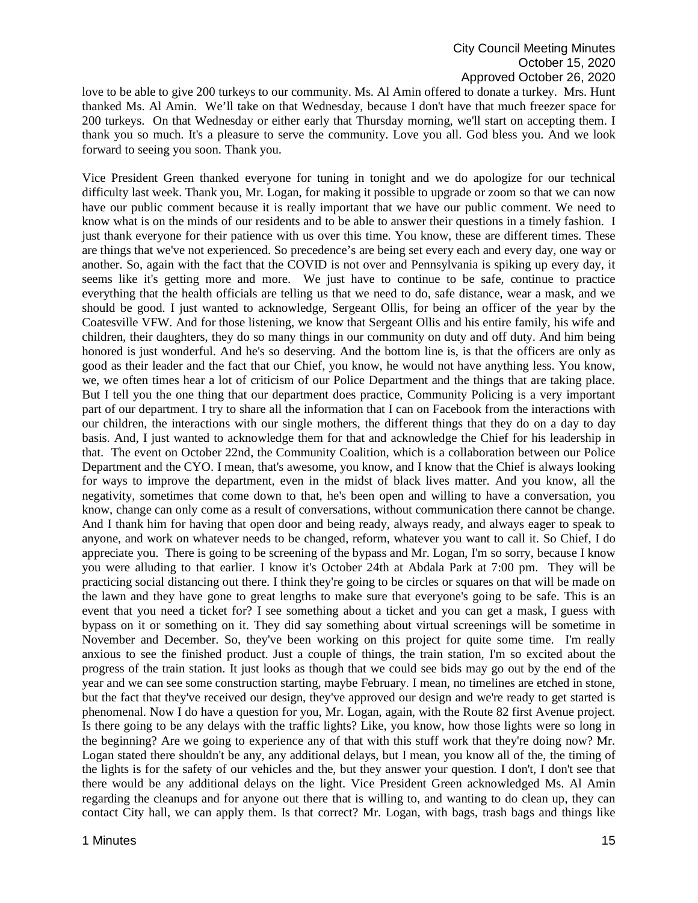love to be able to give 200 turkeys to our community. Ms. Al Amin offered to donate a turkey. Mrs. Hunt thanked Ms. Al Amin. We'll take on that Wednesday, because I don't have that much freezer space for 200 turkeys. On that Wednesday or either early that Thursday morning, we'll start on accepting them. I thank you so much. It's a pleasure to serve the community. Love you all. God bless you. And we look forward to seeing you soon. Thank you.

Vice President Green thanked everyone for tuning in tonight and we do apologize for our technical difficulty last week. Thank you, Mr. Logan, for making it possible to upgrade or zoom so that we can now have our public comment because it is really important that we have our public comment. We need to know what is on the minds of our residents and to be able to answer their questions in a timely fashion. I just thank everyone for their patience with us over this time. You know, these are different times. These are things that we've not experienced. So precedence's are being set every each and every day, one way or another. So, again with the fact that the COVID is not over and Pennsylvania is spiking up every day, it seems like it's getting more and more. We just have to continue to be safe, continue to practice everything that the health officials are telling us that we need to do, safe distance, wear a mask, and we should be good. I just wanted to acknowledge, Sergeant Ollis, for being an officer of the year by the Coatesville VFW. And for those listening, we know that Sergeant Ollis and his entire family, his wife and children, their daughters, they do so many things in our community on duty and off duty. And him being honored is just wonderful. And he's so deserving. And the bottom line is, is that the officers are only as good as their leader and the fact that our Chief, you know, he would not have anything less. You know, we, we often times hear a lot of criticism of our Police Department and the things that are taking place. But I tell you the one thing that our department does practice, Community Policing is a very important part of our department. I try to share all the information that I can on Facebook from the interactions with our children, the interactions with our single mothers, the different things that they do on a day to day basis. And, I just wanted to acknowledge them for that and acknowledge the Chief for his leadership in that. The event on October 22nd, the Community Coalition, which is a collaboration between our Police Department and the CYO. I mean, that's awesome, you know, and I know that the Chief is always looking for ways to improve the department, even in the midst of black lives matter. And you know, all the negativity, sometimes that come down to that, he's been open and willing to have a conversation, you know, change can only come as a result of conversations, without communication there cannot be change. And I thank him for having that open door and being ready, always ready, and always eager to speak to anyone, and work on whatever needs to be changed, reform, whatever you want to call it. So Chief, I do appreciate you. There is going to be screening of the bypass and Mr. Logan, I'm so sorry, because I know you were alluding to that earlier. I know it's October 24th at Abdala Park at 7:00 pm. They will be practicing social distancing out there. I think they're going to be circles or squares on that will be made on the lawn and they have gone to great lengths to make sure that everyone's going to be safe. This is an event that you need a ticket for? I see something about a ticket and you can get a mask, I guess with bypass on it or something on it. They did say something about virtual screenings will be sometime in November and December. So, they've been working on this project for quite some time. I'm really anxious to see the finished product. Just a couple of things, the train station, I'm so excited about the progress of the train station. It just looks as though that we could see bids may go out by the end of the year and we can see some construction starting, maybe February. I mean, no timelines are etched in stone, but the fact that they've received our design, they've approved our design and we're ready to get started is phenomenal. Now I do have a question for you, Mr. Logan, again, with the Route 82 first Avenue project. Is there going to be any delays with the traffic lights? Like, you know, how those lights were so long in the beginning? Are we going to experience any of that with this stuff work that they're doing now? Mr. Logan stated there shouldn't be any, any additional delays, but I mean, you know all of the, the timing of the lights is for the safety of our vehicles and the, but they answer your question. I don't, I don't see that there would be any additional delays on the light. Vice President Green acknowledged Ms. Al Amin regarding the cleanups and for anyone out there that is willing to, and wanting to do clean up, they can contact City hall, we can apply them. Is that correct? Mr. Logan, with bags, trash bags and things like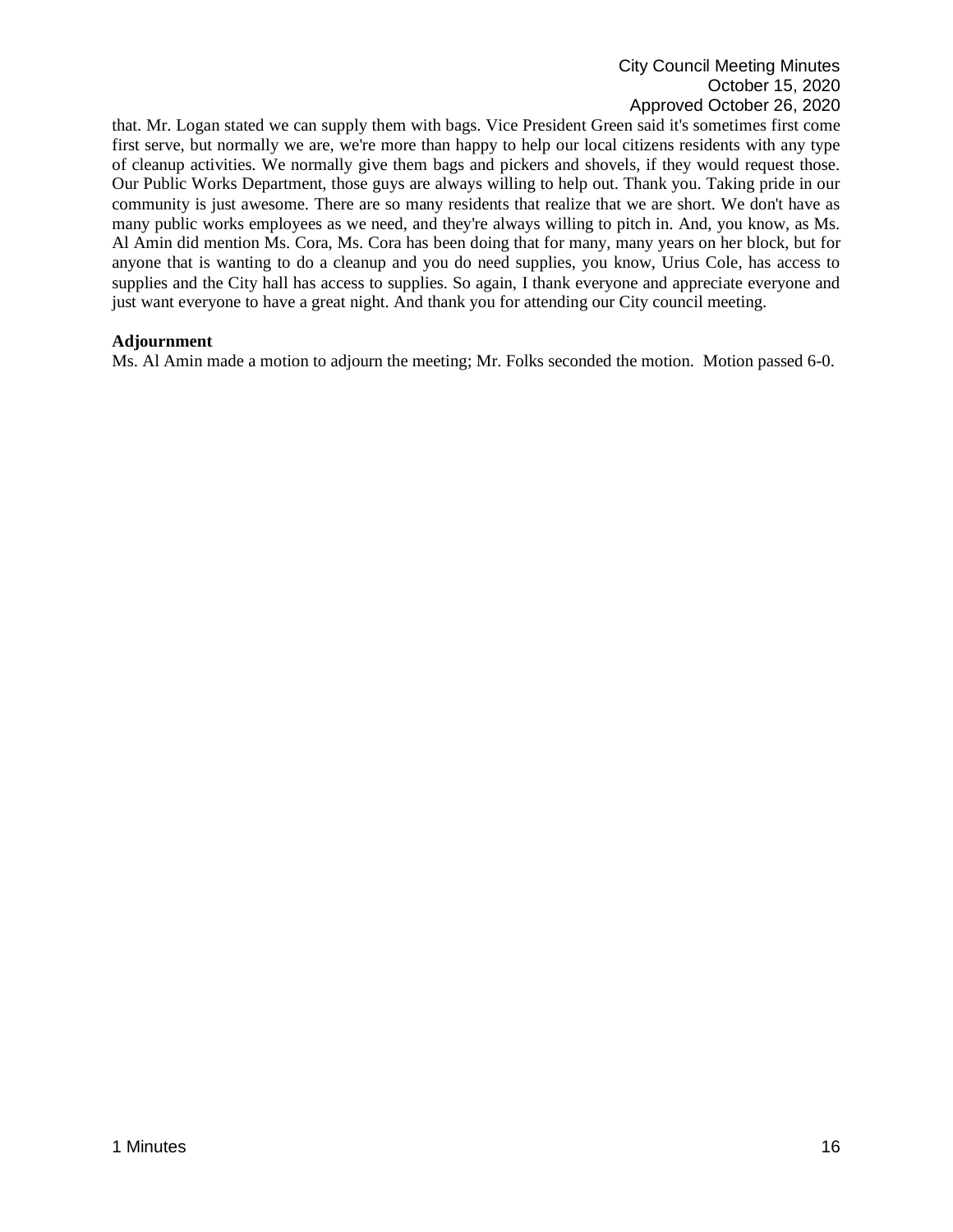that. Mr. Logan stated we can supply them with bags. Vice President Green said it's sometimes first come first serve, but normally we are, we're more than happy to help our local citizens residents with any type of cleanup activities. We normally give them bags and pickers and shovels, if they would request those. Our Public Works Department, those guys are always willing to help out. Thank you. Taking pride in our community is just awesome. There are so many residents that realize that we are short. We don't have as many public works employees as we need, and they're always willing to pitch in. And, you know, as Ms. Al Amin did mention Ms. Cora, Ms. Cora has been doing that for many, many years on her block, but for anyone that is wanting to do a cleanup and you do need supplies, you know, Urius Cole, has access to supplies and the City hall has access to supplies. So again, I thank everyone and appreciate everyone and just want everyone to have a great night. And thank you for attending our City council meeting.

**Adjournment**

Ms. Al Amin made a motion to adjourn the meeting; Mr. Folks seconded the motion. Motion passed 6-0.